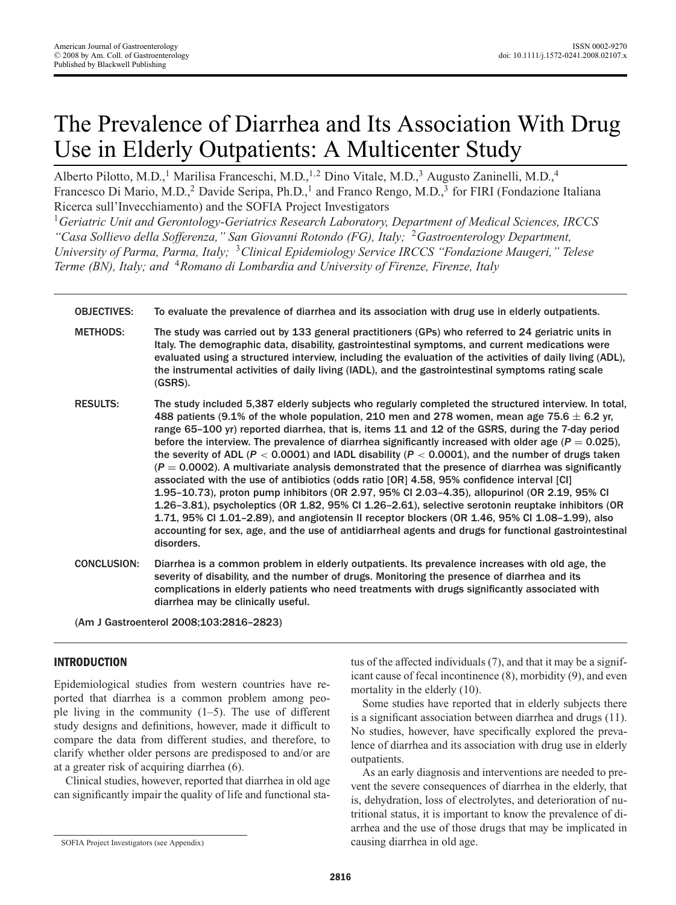# The Prevalence of Diarrhea and Its Association With Drug Use in Elderly Outpatients: A Multicenter Study

Alberto Pilotto, M.D.,[1] Marilisa Franceschi, M.D.,[1,2] Dino Vitale, M.D.,[3] Augusto Zaninelli, M.D.,[4] Francesco Di Mario, M.D.,[2] Davide Seripa, Ph.D.,[1] and Franco Rengo, M.D.,[3] for FIRI (Fondazione Italiana Ricerca sull'Invecchiamento) and the SOFIA Project Investigators

[1]*Geriatric Unit and Gerontology-Geriatrics Research Laboratory, Department of Medical Sciences, IRCCS "Casa Sollievo della Sofferenza," San Giovanni Rotondo (FG), Italy;* [2]*Gastroenterology Department, University of Parma, Parma, Italy;* [3]*Clinical Epidemiology Service IRCCS "Fondazione Maugeri," Telese Terme (BN), Italy; and* [4]*Romano di Lombardia and University of Firenze, Firenze, Italy*

**OBJECTIVES:** To evaluate the prevalence of diarrhea and its association with drug use in elderly outpatients.

**METHODS:** The study was carried out by 133 general practitioners (GPs) who referred to 24 geriatric units in Italy. The demographic data, disability, gastrointestinal symptoms, and current medications were evaluated using a structured interview, including the evaluation of the activities of daily living (ADL), the instrumental activities of daily living (IADL), and the gastrointestinal symptoms rating scale (GSRS).

**RESULTS:** The study included 5,387 elderly subjects who regularly completed the structured interview. In total, 488 patients (9.1% of the whole population, 210 men and 278 women, mean age 75.6 ± 6.2 yr, range 65–100 yr) reported diarrhea, that is, items 11 and 12 of the GSRS, during the 7-day period before the interview. The prevalence of diarrhea significantly increased with older age ($P = 0.025$), the severity of ADL ($P < 0.0001$) and IADL disability ($P < 0.0001$), and the number of drugs taken ($P = 0.0002$). A multivariate analysis demonstrated that the presence of diarrhea was significantly associated with the use of antibiotics (odds ratio [OR] 4.58, 95% confidence interval [CI] 1.95–10.73), proton pump inhibitors (OR 2.97, 95% CI 2.03–4.35), allopurinol (OR 2.19, 95% CI 1.26–3.81), psycholeptics (OR 1.82, 95% CI 1.26–2.61), selective serotonin reuptake inhibitors (OR 1.71, 95% CI 1.01–2.89), and angiotensin II receptor blockers (OR 1.46, 95% CI 1.08–1.99), also accounting for sex, age, and the use of antidiarrheal agents and drugs for functional gastrointestinal disorders.

**CONCLUSION:** Diarrhea is a common problem in elderly outpatients. Its prevalence increases with old age, the severity of disability, and the number of drugs. Monitoring the presence of diarrhea and its complications in elderly patients who need treatments with drugs significantly associated with diarrhea may be clinically useful.

(Am J Gastroenterol 2008;103:2816–2823)

## INTRODUCTION

Epidemiological studies from western countries have reported that diarrhea is a common problem among people living in the community (1–5). The use of different study designs and definitions, however, made it difficult to compare the data from different studies, and therefore, to clarify whether older persons are predisposed to and/or are at a greater risk of acquiring diarrhea (6).

Clinical studies, however, reported that diarrhea in old age can significantly impair the quality of life and functional status of the affected individuals (7), and that it may be a significant cause of fecal incontinence (8), morbidity (9), and even mortality in the elderly (10).

Some studies have reported that in elderly subjects there is a significant association between diarrhea and drugs (11). No studies, however, have specifically explored the prevalence of diarrhea and its association with drug use in elderly outpatients.

As an early diagnosis and interventions are needed to prevent the severe consequences of diarrhea in the elderly, that is, dehydration, loss of electrolytes, and deterioration of nutritional status, it is important to know the prevalence of diarrhea and the use of those drugs that may be implicated in causing diarrhea in old age.

SOFIA Project Investigators (see Appendix)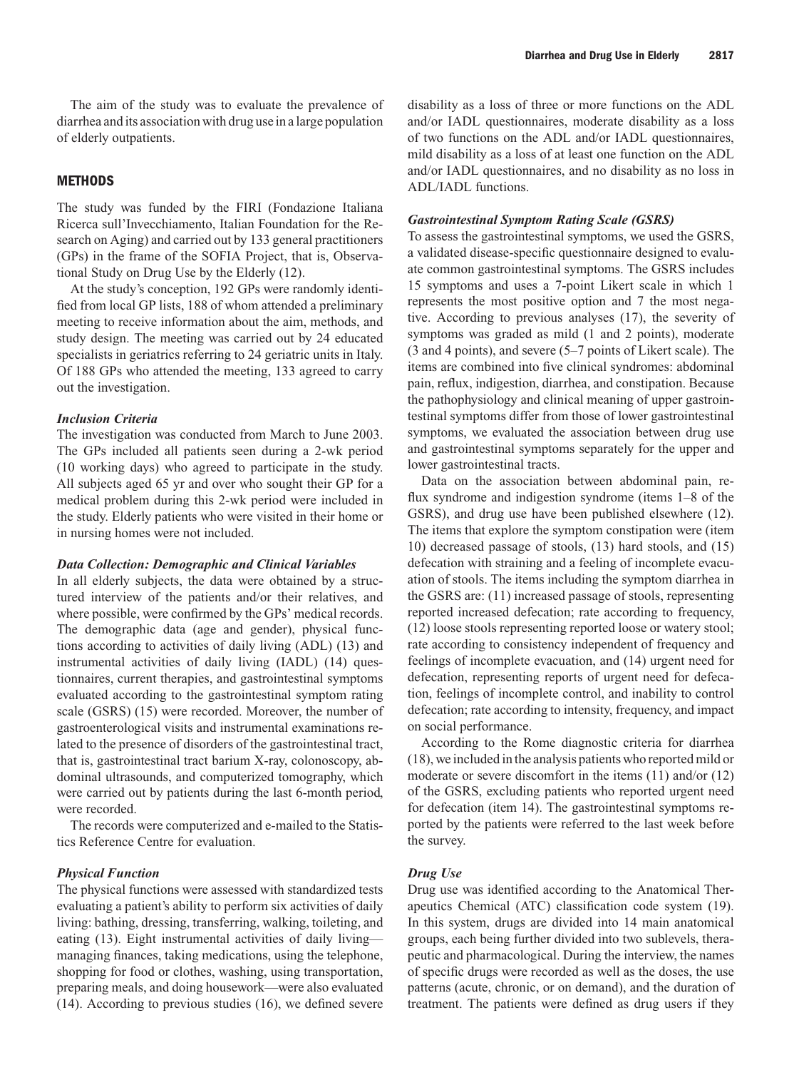The aim of the study was to evaluate the prevalence of diarrhea and its association with drug use in a large population of elderly outpatients.

## METHODS

The study was funded by the FIRI (Fondazione Italiana Ricerca sull'Invecchiamento, Italian Foundation for the Research on Aging) and carried out by 133 general practitioners (GPs) in the frame of the SOFIA Project, that is, Observational Study on Drug Use by the Elderly (12).

At the study's conception, 192 GPs were randomly identified from local GP lists, 188 of whom attended a preliminary meeting to receive information about the aim, methods, and study design. The meeting was carried out by 24 educated specialists in geriatrics referring to 24 geriatric units in Italy. Of 188 GPs who attended the meeting, 133 agreed to carry out the investigation.

### *Inclusion Criteria*

The investigation was conducted from March to June 2003. The GPs included all patients seen during a 2-wk period (10 working days) who agreed to participate in the study. All subjects aged 65 yr and over who sought their GP for a medical problem during this 2-wk period were included in the study. Elderly patients who were visited in their home or in nursing homes were not included.

### *Data Collection: Demographic and Clinical Variables*

In all elderly subjects, the data were obtained by a structured interview of the patients and/or their relatives, and where possible, were confirmed by the GPs' medical records. The demographic data (age and gender), physical functions according to activities of daily living (ADL) (13) and instrumental activities of daily living (IADL) (14) questionnaires, current therapies, and gastrointestinal symptoms evaluated according to the gastrointestinal symptom rating scale (GSRS) (15) were recorded. Moreover, the number of gastroenterological visits and instrumental examinations related to the presence of disorders of the gastrointestinal tract, that is, gastrointestinal tract barium X-ray, colonoscopy, abdominal ultrasounds, and computerized tomography, which were carried out by patients during the last 6-month period, were recorded.

The records were computerized and e-mailed to the Statistics Reference Centre for evaluation.

### *Physical Function*

The physical functions were assessed with standardized tests evaluating a patient's ability to perform six activities of daily living: bathing, dressing, transferring, walking, toileting, and eating (13). Eight instrumental activities of daily living—managing finances, taking medications, using the telephone, shopping for food or clothes, washing, using transportation, preparing meals, and doing housework—were also evaluated (14). According to previous studies (16), we defined severe disability as a loss of three or more functions on the ADL and/or IADL questionnaires, moderate disability as a loss of two functions on the ADL and/or IADL questionnaires, mild disability as a loss of at least one function on the ADL and/or IADL questionnaires, and no disability as no loss in ADL/IADL functions.

### *Gastrointestinal Symptom Rating Scale (GSRS)*

To assess the gastrointestinal symptoms, we used the GSRS, a validated disease-specific questionnaire designed to evaluate common gastrointestinal symptoms. The GSRS includes 15 symptoms and uses a 7-point Likert scale in which 1 represents the most positive option and 7 the most negative. According to previous analyses (17), the severity of symptoms was graded as mild (1 and 2 points), moderate (3 and 4 points), and severe (5–7 points of Likert scale). The items are combined into five clinical syndromes: abdominal pain, reflux, indigestion, diarrhea, and constipation. Because the pathophysiology and clinical meaning of upper gastrointestinal symptoms differ from those of lower gastrointestinal symptoms, we evaluated the association between drug use and gastrointestinal symptoms separately for the upper and lower gastrointestinal tracts.

Data on the association between abdominal pain, reflux syndrome and indigestion syndrome (items 1–8 of the GSRS), and drug use have been published elsewhere (12). The items that explore the symptom constipation were (item 10) decreased passage of stools, (13) hard stools, and (15) defecation with straining and a feeling of incomplete evacuation of stools. The items including the symptom diarrhea in the GSRS are: (11) increased passage of stools, representing reported increased defecation; rate according to frequency, (12) loose stools representing reported loose or watery stool; rate according to consistency independent of frequency and feelings of incomplete evacuation, and (14) urgent need for defecation, representing reports of urgent need for defecation, feelings of incomplete control, and inability to control defecation; rate according to intensity, frequency, and impact on social performance.

According to the Rome diagnostic criteria for diarrhea (18), we included in the analysis patients who reported mild or moderate or severe discomfort in the items (11) and/or (12) of the GSRS, excluding patients who reported urgent need for defecation (item 14). The gastrointestinal symptoms reported by the patients were referred to the last week before the survey.

### *Drug Use*

Drug use was identified according to the Anatomical Therapeutics Chemical (ATC) classification code system (19). In this system, drugs are divided into 14 main anatomical groups, each being further divided into two sublevels, therapeutic and pharmacological. During the interview, the names of specific drugs were recorded as well as the doses, the use patterns (acute, chronic, or on demand), and the duration of treatment. The patients were defined as drug users if they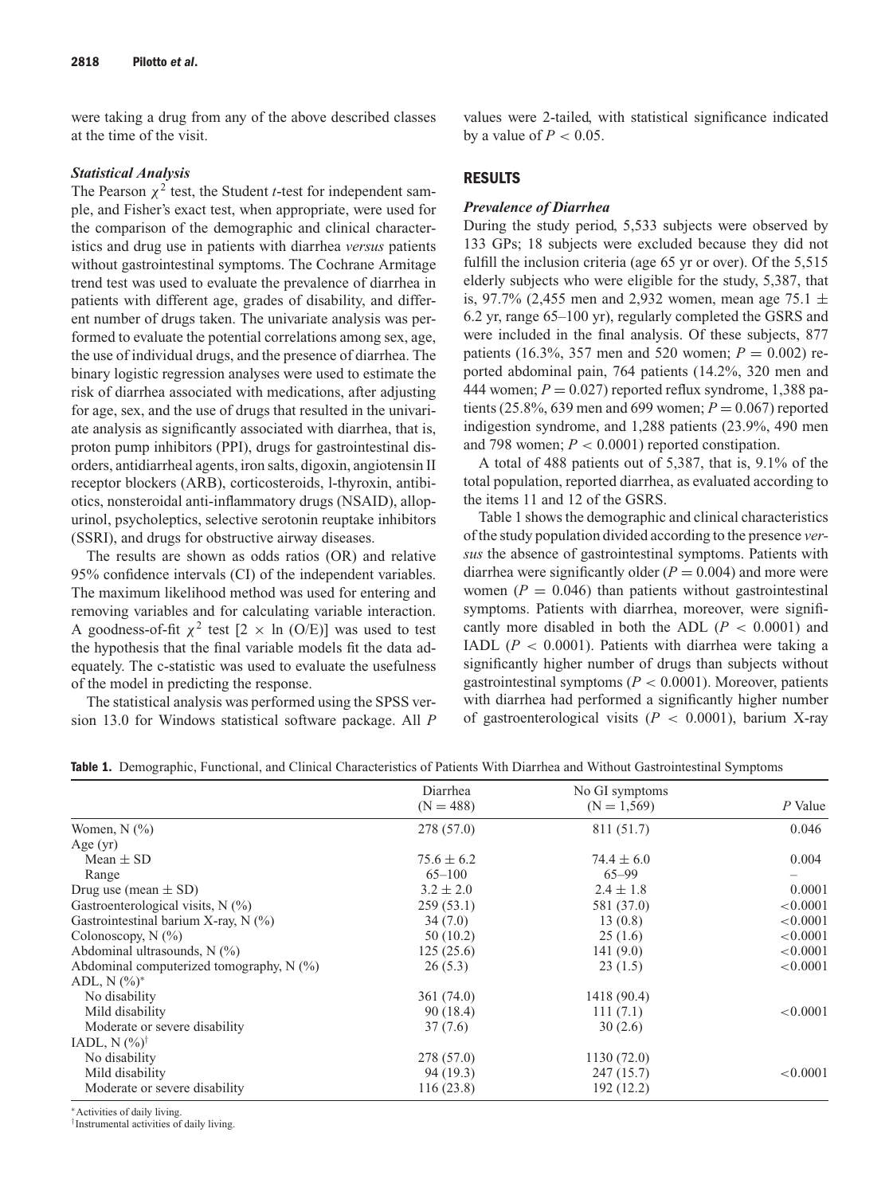were taking a drug from any of the above described classes at the time of the visit.

### *Statistical Analysis*

The Pearson $\chi^2$ test, the Student *t*-test for independent sample, and Fisher's exact test, when appropriate, were used for the comparison of the demographic and clinical characteristics and drug use in patients with diarrhea *versus* patients without gastrointestinal symptoms. The Cochrane Armitage trend test was used to evaluate the prevalence of diarrhea in patients with different age, grades of disability, and different number of drugs taken. The univariate analysis was performed to evaluate the potential correlations among sex, age, the use of individual drugs, and the presence of diarrhea. The binary logistic regression analyses were used to estimate the risk of diarrhea associated with medications, after adjusting for age, sex, and the use of drugs that resulted in the univariate analysis as significantly associated with diarrhea, that is, proton pump inhibitors (PPI), drugs for gastrointestinal disorders, antidiarrheal agents, iron salts, digoxin, angiotensin II receptor blockers (ARB), corticosteroids, l-thyroxin, antibiotics, nonsteroidal anti-inflammatory drugs (NSAID), allopurinol, psycholeptics, selective serotonin reuptake inhibitors (SSRI), and drugs for obstructive airway diseases.

The results are shown as odds ratios (OR) and relative 95% confidence intervals (CI) of the independent variables. The maximum likelihood method was used for entering and removing variables and for calculating variable interaction. A goodness-of-fit $\chi^2$ test [$2 \times \ln(O/E)$] was used to test the hypothesis that the final variable models fit the data adequately. The c-statistic was used to evaluate the usefulness of the model in predicting the response.

The statistical analysis was performed using the SPSS version 13.0 for Windows statistical software package. All *P* values were 2-tailed, with statistical significance indicated by a value of $P < 0.05$.

## RESULTS

### *Prevalence of Diarrhea*

During the study period, 5,533 subjects were observed by 133 GPs; 18 subjects were excluded because they did not fulfill the inclusion criteria (age 65 yr or over). Of the 5,515 elderly subjects who were eligible for the study, 5,387, that is, 97.7% (2,455 men and 2,932 women, mean age 75.1 ± 6.2 yr, range 65–100 yr), regularly completed the GSRS and were included in the final analysis. Of these subjects, 877 patients (16.3%, 357 men and 520 women; $P = 0.002$) reported abdominal pain, 764 patients (14.2%, 320 men and 444 women; $P = 0.027$) reported reflux syndrome, 1,388 patients (25.8%, 639 men and 699 women; $P = 0.067$) reported indigestion syndrome, and 1,288 patients (23.9%, 490 men and 798 women; $P < 0.0001$) reported constipation.

A total of 488 patients out of 5,387, that is, 9.1% of the total population, reported diarrhea, as evaluated according to the items 11 and 12 of the GSRS.

Table 1 shows the demographic and clinical characteristics of the study population divided according to the presence *versus* the absence of gastrointestinal symptoms. Patients with diarrhea were significantly older ($P = 0.004$) and more were women ($P = 0.046$) than patients without gastrointestinal symptoms. Patients with diarrhea, moreover, were significantly more disabled in both the ADL ($P < 0.0001$) and IADL ($P < 0.0001$). Patients with diarrhea were taking a significantly higher number of drugs than subjects without gastrointestinal symptoms ($P < 0.0001$). Moreover, patients with diarrhea had performed a significantly higher number of gastroenterological visits ($P < 0.0001$), barium X-ray

**Table 1.** Demographic, Functional, and Clinical Characteristics of Patients With Diarrhea and Without Gastrointestinal Symptoms

| | Diarrhea (N = 488) | No GI symptoms (N = 1,569) | *P* Value |
|---|---|---|---|
| Women, N (%) | 278 (57.0) | 811 (51.7) | 0.046 |
| Age (yr) | | | |
| Mean ± SD | 75.6 ± 6.2 | 74.4 ± 6.0 | 0.004 |
| Range | 65–100 | 65–99 | – |
| Drug use (mean ± SD) | 3.2 ± 2.0 | 2.4 ± 1.8 | 0.0001 |
| Gastroenterological visits, N (%) | 259 (53.1) | 581 (37.0) | <0.0001 |
| Gastrointestinal barium X-ray, N (%) | 34 (7.0) | 13 (0.8) | <0.0001 |
| Colonoscopy, N (%) | 50 (10.2) | 25 (1.6) | <0.0001 |
| Abdominal ultrasounds, N (%) | 125 (25.6) | 141 (9.0) | <0.0001 |
| Abdominal computerized tomography, N (%) | 26 (5.3) | 23 (1.5) | <0.0001 |
| ADL, N (%)* | | | |
| No disability | 361 (74.0) | 1418 (90.4) | |
| Mild disability | 90 (18.4) | 111 (7.1) | <0.0001 |
| Moderate or severe disability | 37 (7.6) | 30 (2.6) | |
| IADL, N (%)† | | | |
| No disability | 278 (57.0) | 1130 (72.0) | |
| Mild disability | 94 (19.3) | 247 (15.7) | <0.0001 |
| Moderate or severe disability | 116 (23.8) | 192 (12.2) | |

*Activities of daily living.
†Instrumental activities of daily living.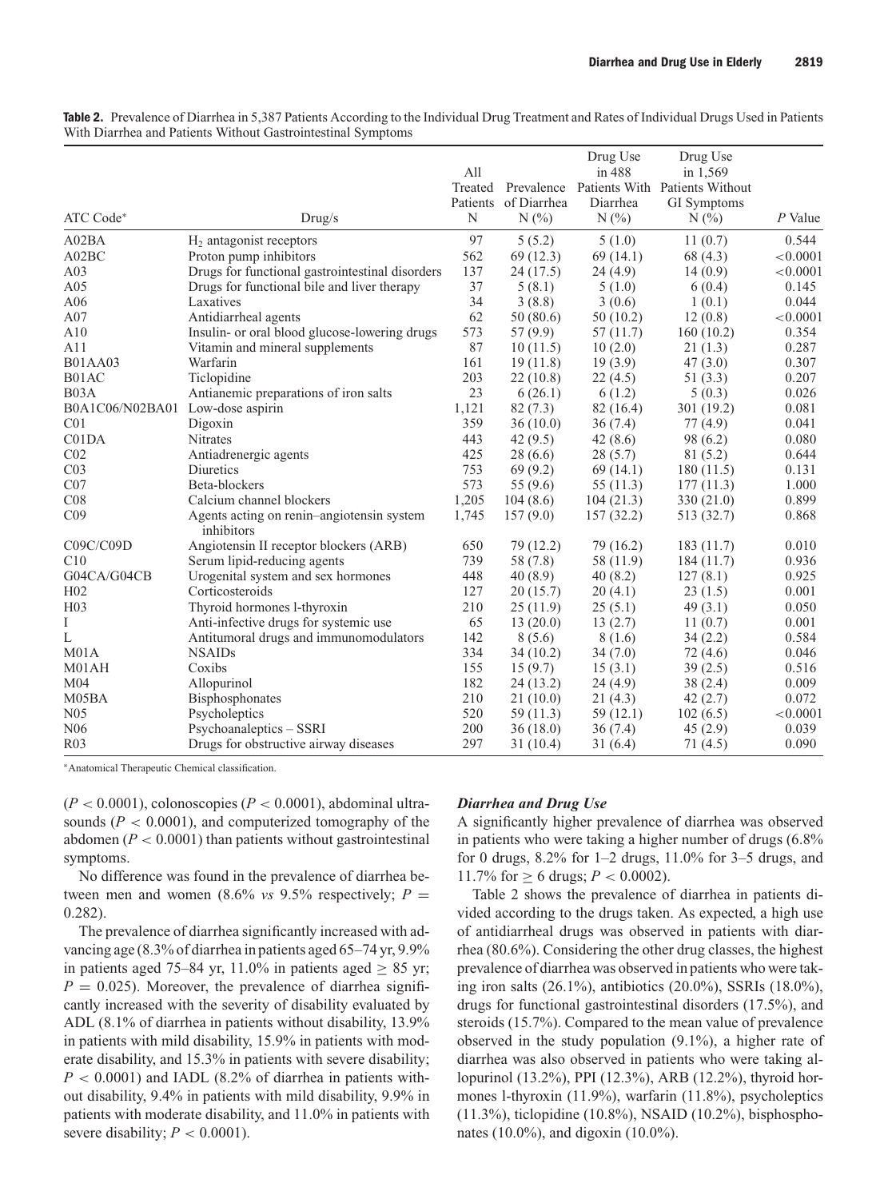**Table 2.** Prevalence of Diarrhea in 5,387 Patients According to the Individual Drug Treatment and Rates of Individual Drugs Used in Patients With Diarrhea and Patients Without Gastrointestinal Symptoms

| ATC Code* | Drug/s | All Treated Patients N | Prevalence of Diarrhea N (%) | Drug Use in 488 Patients With Diarrhea N (%) | Drug Use in 1,569 Patients Without GI Symptoms N (%) | *P* Value |
|---|---|---|---|---|---|---|
| A02BA | $H_2$ antagonist receptors | 97 | 5 (5.2) | 5 (1.0) | 11 (0.7) | 0.544 |
| A02BC | Proton pump inhibitors | 562 | 69 (12.3) | 69 (14.1) | 68 (4.3) | <0.0001 |
| A03 | Drugs for functional gastrointestinal disorders | 137 | 24 (17.5) | 24 (4.9) | 14 (0.9) | <0.0001 |
| A05 | Drugs for functional bile and liver therapy | 37 | 5 (8.1) | 5 (1.0) | 6 (0.4) | 0.145 |
| A06 | Laxatives | 34 | 3 (8.8) | 3 (0.6) | 1 (0.1) | 0.044 |
| A07 | Antidiarrheal agents | 62 | 50 (80.6) | 50 (10.2) | 12 (0.8) | <0.0001 |
| A10 | Insulin- or oral blood glucose-lowering drugs | 573 | 57 (9.9) | 57 (11.7) | 160 (10.2) | 0.354 |
| A11 | Vitamin and mineral supplements | 87 | 10 (11.5) | 10 (2.0) | 21 (1.3) | 0.287 |
| B01AA03 | Warfarin | 161 | 19 (11.8) | 19 (3.9) | 47 (3.0) | 0.307 |
| B01AC | Ticlopidine | 203 | 22 (10.8) | 22 (4.5) | 51 (3.3) | 0.207 |
| B03A | Antianemic preparations of iron salts | 23 | 6 (26.1) | 6 (1.2) | 5 (0.3) | 0.026 |
| B0A1C06/N02BA01 | Low-dose aspirin | 1,121 | 82 (7.3) | 82 (16.4) | 301 (19.2) | 0.081 |
| C01 | Digoxin | 359 | 36 (10.0) | 36 (7.4) | 77 (4.9) | 0.041 |
| C01DA | Nitrates | 443 | 42 (9.5) | 42 (8.6) | 98 (6.2) | 0.080 |
| C02 | Antiadrenergic agents | 425 | 28 (6.6) | 28 (5.7) | 81 (5.2) | 0.644 |
| C03 | Diuretics | 753 | 69 (9.2) | 69 (14.1) | 180 (11.5) | 0.131 |
| C07 | Beta-blockers | 573 | 55 (9.6) | 55 (11.3) | 177 (11.3) | 1.000 |
| C08 | Calcium channel blockers | 1,205 | 104 (8.6) | 104 (21.3) | 330 (21.0) | 0.899 |
| C09 | Agents acting on renin–angiotensin system inhibitors | 1,745 | 157 (9.0) | 157 (32.2) | 513 (32.7) | 0.868 |
| C09C/C09D | Angiotensin II receptor blockers (ARB) | 650 | 79 (12.2) | 79 (16.2) | 183 (11.7) | 0.010 |
| C10 | Serum lipid-reducing agents | 739 | 58 (7.8) | 58 (11.9) | 184 (11.7) | 0.936 |
| G04CA/G04CB | Urogenital system and sex hormones | 448 | 40 (8.9) | 40 (8.2) | 127 (8.1) | 0.925 |
| H02 | Corticosteroids | 127 | 20 (15.7) | 20 (4.1) | 23 (1.5) | 0.001 |
| H03 | Thyroid hormones l-thyroxin | 210 | 25 (11.9) | 25 (5.1) | 49 (3.1) | 0.050 |
| I | Anti-infective drugs for systemic use | 65 | 13 (20.0) | 13 (2.7) | 11 (0.7) | 0.001 |
| L | Antitumoral drugs and immunomodulators | 142 | 8 (5.6) | 8 (1.6) | 34 (2.2) | 0.584 |
| M01A | NSAIDs | 334 | 34 (10.2) | 34 (7.0) | 72 (4.6) | 0.046 |
| M01AH | Coxibs | 155 | 15 (9.7) | 15 (3.1) | 39 (2.5) | 0.516 |
| M04 | Allopurinol | 182 | 24 (13.2) | 24 (4.9) | 38 (2.4) | 0.009 |
| M05BA | Bisphosphonates | 210 | 21 (10.0) | 21 (4.3) | 42 (2.7) | 0.072 |
| N05 | Psycholeptics | 520 | 59 (11.3) | 59 (12.1) | 102 (6.5) | <0.0001 |
| N06 | Psychoanaleptics – SSRI | 200 | 36 (18.0) | 36 (7.4) | 45 (2.9) | 0.039 |
| R03 | Drugs for obstructive airway diseases | 297 | 31 (10.4) | 31 (6.4) | 71 (4.5) | 0.090 |

*Anatomical Therapeutic Chemical classification.

($P < 0.0001$), colonoscopies ($P < 0.0001$), abdominal ultrasounds ($P < 0.0001$), and computerized tomography of the abdomen ($P < 0.0001$) than patients without gastrointestinal symptoms.

No difference was found in the prevalence of diarrhea between men and women (8.6% *vs* 9.5% respectively; $P = 0.282$).

The prevalence of diarrhea significantly increased with advancing age (8.3% of diarrhea in patients aged 65–74 yr, 9.9% in patients aged 75–84 yr, 11.0% in patients aged $\geq$ 85 yr; $P = 0.025$). Moreover, the prevalence of diarrhea significantly increased with the severity of disability evaluated by ADL (8.1% of diarrhea in patients without disability, 13.9% in patients with mild disability, 15.9% in patients with moderate disability, and 15.3% in patients with severe disability; $P < 0.0001$) and IADL (8.2% of diarrhea in patients without disability, 9.4% in patients with mild disability, 9.9% in patients with moderate disability, and 11.0% in patients with severe disability; $P < 0.0001$).

### *Diarrhea and Drug Use*

A significantly higher prevalence of diarrhea was observed in patients who were taking a higher number of drugs (6.8% for 0 drugs, 8.2% for 1–2 drugs, 11.0% for 3–5 drugs, and 11.7% for $\geq$ 6 drugs; $P < 0.0002$).

Table 2 shows the prevalence of diarrhea in patients divided according to the drugs taken. As expected, a high use of antidiarrheal drugs was observed in patients with diarrhea (80.6%). Considering the other drug classes, the highest prevalence of diarrhea was observed in patients who were taking iron salts (26.1%), antibiotics (20.0%), SSRIs (18.0%), drugs for functional gastrointestinal disorders (17.5%), and steroids (15.7%). Compared to the mean value of prevalence observed in the study population (9.1%), a higher rate of diarrhea was also observed in patients who were taking allopurinol (13.2%), PPI (12.3%), ARB (12.2%), thyroid hormones l-thyroxin (11.9%), warfarin (11.8%), psycholeptics (11.3%), ticlopidine (10.8%), NSAID (10.2%), bisphosphonates (10.0%), and digoxin (10.0%).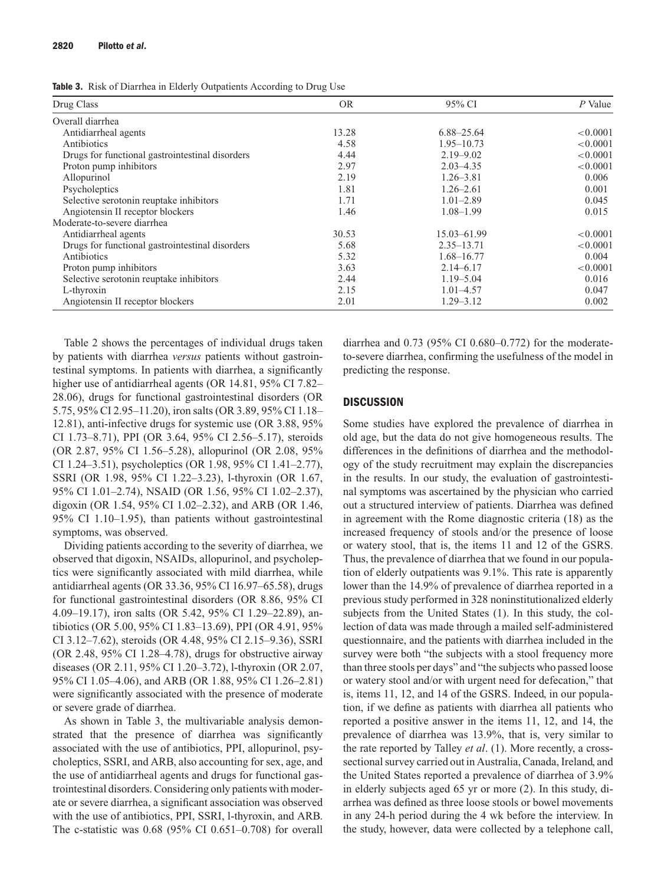**Table 3.** Risk of Diarrhea in Elderly Outpatients According to Drug Use

| Drug Class | OR | 95% CI | *P* Value |
|---|---|---|---|
| Overall diarrhea | | | |
| Antidiarrheal agents | 13.28 | 6.88–25.64 | <0.0001 |
| Antibiotics | 4.58 | 1.95–10.73 | <0.0001 |
| Drugs for functional gastrointestinal disorders | 4.44 | 2.19–9.02 | <0.0001 |
| Proton pump inhibitors | 2.97 | 2.03–4.35 | <0.0001 |
| Allopurinol | 2.19 | 1.26–3.81 | 0.006 |
| Psycholeptics | 1.81 | 1.26–2.61 | 0.001 |
| Selective serotonin reuptake inhibitors | 1.71 | 1.01–2.89 | 0.045 |
| Angiotensin II receptor blockers | 1.46 | 1.08–1.99 | 0.015 |
| Moderate-to-severe diarrhea | | | |
| Antidiarrheal agents | 30.53 | 15.03–61.99 | <0.0001 |
| Drugs for functional gastrointestinal disorders | 5.68 | 2.35–13.71 | <0.0001 |
| Antibiotics | 5.32 | 1.68–16.77 | 0.004 |
| Proton pump inhibitors | 3.63 | 2.14–6.17 | <0.0001 |
| Selective serotonin reuptake inhibitors | 2.44 | 1.19–5.04 | 0.016 |
| L-thyroxin | 2.15 | 1.01–4.57 | 0.047 |
| Angiotensin II receptor blockers | 2.01 | 1.29–3.12 | 0.002 |

Table 2 shows the percentages of individual drugs taken by patients with diarrhea *versus* patients without gastrointestinal symptoms. In patients with diarrhea, a significantly higher use of antidiarrheal agents (OR 14.81, 95% CI 7.82–28.06), drugs for functional gastrointestinal disorders (OR 5.75, 95% CI 2.95–11.20), iron salts (OR 3.89, 95% CI 1.18–12.81), anti-infective drugs for systemic use (OR 3.88, 95% CI 1.73–8.71), PPI (OR 3.64, 95% CI 2.56–5.17), steroids (OR 2.87, 95% CI 1.56–5.28), allopurinol (OR 2.08, 95% CI 1.24–3.51), psycholeptics (OR 1.98, 95% CI 1.41–2.77), SSRI (OR 1.98, 95% CI 1.22–3.23), l-thyroxin (OR 1.67, 95% CI 1.01–2.74), NSAID (OR 1.56, 95% CI 1.02–2.37), digoxin (OR 1.54, 95% CI 1.02–2.32), and ARB (OR 1.46, 95% CI 1.10–1.95), than patients without gastrointestinal symptoms, was observed.

Dividing patients according to the severity of diarrhea, we observed that digoxin, NSAIDs, allopurinol, and psycholeptics were significantly associated with mild diarrhea, while antidiarrheal agents (OR 33.36, 95% CI 16.97–65.58), drugs for functional gastrointestinal disorders (OR 8.86, 95% CI 4.09–19.17), iron salts (OR 5.42, 95% CI 1.29–22.89), antibiotics (OR 5.00, 95% CI 1.83–13.69), PPI (OR 4.91, 95% CI 3.12–7.62), steroids (OR 4.48, 95% CI 2.15–9.36), SSRI (OR 2.48, 95% CI 1.28–4.78), drugs for obstructive airway diseases (OR 2.11, 95% CI 1.20–3.72), l-thyroxin (OR 2.07, 95% CI 1.05–4.06), and ARB (OR 1.88, 95% CI 1.26–2.81) were significantly associated with the presence of moderate or severe grade of diarrhea.

As shown in Table 3, the multivariable analysis demonstrated that the presence of diarrhea was significantly associated with the use of antibiotics, PPI, allopurinol, psycholeptics, SSRI, and ARB, also accounting for sex, age, and the use of antidiarrheal agents and drugs for functional gastrointestinal disorders. Considering only patients with moderate or severe diarrhea, a significant association was observed with the use of antibiotics, PPI, SSRI, l-thyroxin, and ARB. The c-statistic was 0.68 (95% CI 0.651–0.708) for overall diarrhea and 0.73 (95% CI 0.680–0.772) for the moderate-to-severe diarrhea, confirming the usefulness of the model in predicting the response.

## DISCUSSION

Some studies have explored the prevalence of diarrhea in old age, but the data do not give homogeneous results. The differences in the definitions of diarrhea and the methodology of the study recruitment may explain the discrepancies in the results. In our study, the evaluation of gastrointestinal symptoms was ascertained by the physician who carried out a structured interview of patients. Diarrhea was defined in agreement with the Rome diagnostic criteria (18) as the increased frequency of stools and/or the presence of loose or watery stool, that is, the items 11 and 12 of the GSRS. Thus, the prevalence of diarrhea that we found in our population of elderly outpatients was 9.1%. This rate is apparently lower than the 14.9% of prevalence of diarrhea reported in a previous study performed in 328 noninstitutionalized elderly subjects from the United States (1). In this study, the collection of data was made through a mailed self-administered questionnaire, and the patients with diarrhea included in the survey were both "the subjects with a stool frequency more than three stools per days" and "the subjects who passed loose or watery stool and/or with urgent need for defecation," that is, items 11, 12, and 14 of the GSRS. Indeed, in our population, if we define as patients with diarrhea all patients who reported a positive answer in the items 11, 12, and 14, the prevalence of diarrhea was 13.9%, that is, very similar to the rate reported by Talley *et al*. (1). More recently, a cross-sectional survey carried out in Australia, Canada, Ireland, and the United States reported a prevalence of diarrhea of 3.9% in elderly subjects aged 65 yr or more (2). In this study, diarrhea was defined as three loose stools or bowel movements in any 24-h period during the 4 wk before the interview. In the study, however, data were collected by a telephone call,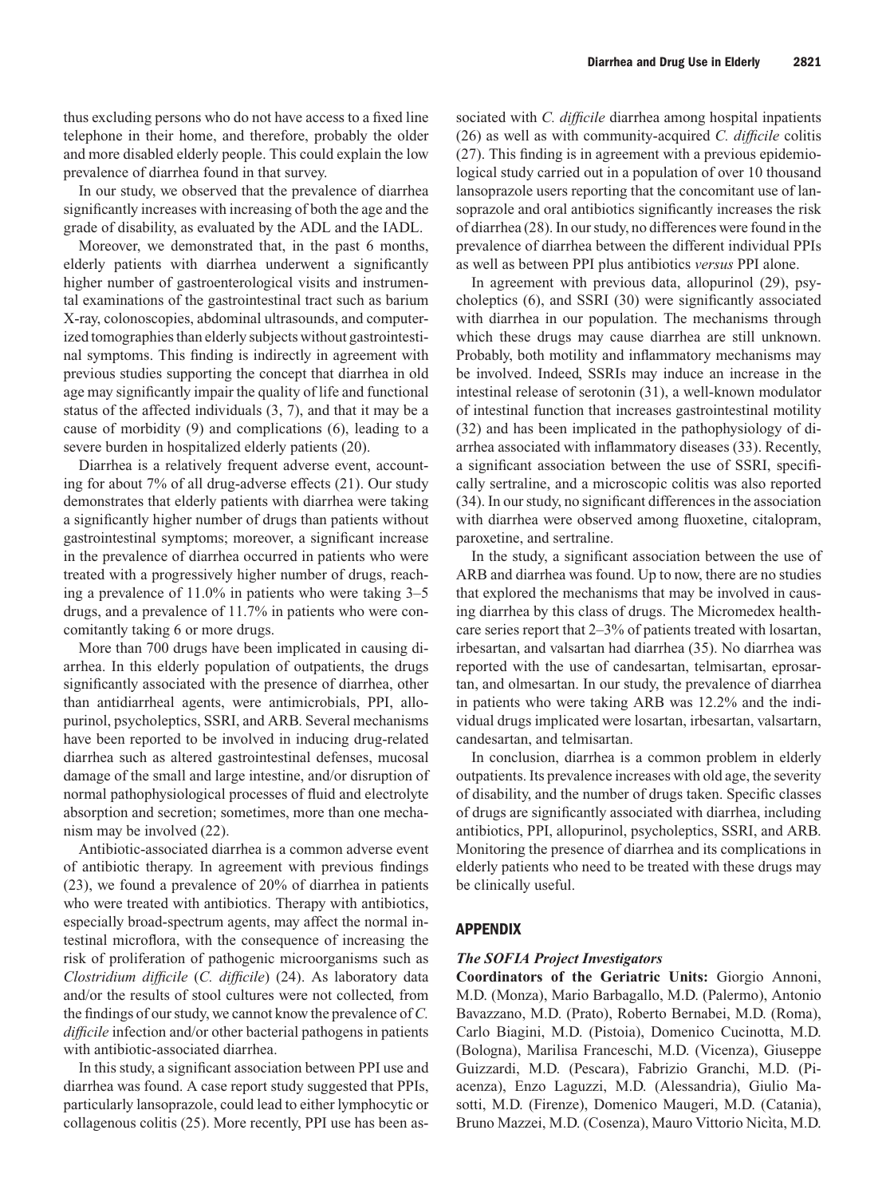thus excluding persons who do not have access to a fixed line telephone in their home, and therefore, probably the older and more disabled elderly people. This could explain the low prevalence of diarrhea found in that survey.

In our study, we observed that the prevalence of diarrhea significantly increases with increasing of both the age and the grade of disability, as evaluated by the ADL and the IADL.

Moreover, we demonstrated that, in the past 6 months, elderly patients with diarrhea underwent a significantly higher number of gastroenterological visits and instrumental examinations of the gastrointestinal tract such as barium X-ray, colonoscopies, abdominal ultrasounds, and computerized tomographies than elderly subjects without gastrointestinal symptoms. This finding is indirectly in agreement with previous studies supporting the concept that diarrhea in old age may significantly impair the quality of life and functional status of the affected individuals (3, 7), and that it may be a cause of morbidity (9) and complications (6), leading to a severe burden in hospitalized elderly patients (20).

Diarrhea is a relatively frequent adverse event, accounting for about 7% of all drug-adverse effects (21). Our study demonstrates that elderly patients with diarrhea were taking a significantly higher number of drugs than patients without gastrointestinal symptoms; moreover, a significant increase in the prevalence of diarrhea occurred in patients who were treated with a progressively higher number of drugs, reaching a prevalence of 11.0% in patients who were taking 3–5 drugs, and a prevalence of 11.7% in patients who were concomitantly taking 6 or more drugs.

More than 700 drugs have been implicated in causing diarrhea. In this elderly population of outpatients, the drugs significantly associated with the presence of diarrhea, other than antidiarrheal agents, were antimicrobials, PPI, allopurinol, psycholeptics, SSRI, and ARB. Several mechanisms have been reported to be involved in inducing drug-related diarrhea such as altered gastrointestinal defenses, mucosal damage of the small and large intestine, and/or disruption of normal pathophysiological processes of fluid and electrolyte absorption and secretion; sometimes, more than one mechanism may be involved (22).

Antibiotic-associated diarrhea is a common adverse event of antibiotic therapy. In agreement with previous findings (23), we found a prevalence of 20% of diarrhea in patients who were treated with antibiotics. Therapy with antibiotics, especially broad-spectrum agents, may affect the normal intestinal microflora, with the consequence of increasing the risk of proliferation of pathogenic microorganisms such as *Clostridium difficile* (*C. difficile*) (24). As laboratory data and/or the results of stool cultures were not collected, from the findings of our study, we cannot know the prevalence of *C. difficile* infection and/or other bacterial pathogens in patients with antibiotic-associated diarrhea.

In this study, a significant association between PPI use and diarrhea was found. A case report study suggested that PPIs, particularly lansoprazole, could lead to either lymphocytic or collagenous colitis (25). More recently, PPI use has been associated with *C. difficile* diarrhea among hospital inpatients (26) as well as with community-acquired *C. difficile* colitis (27). This finding is in agreement with a previous epidemiological study carried out in a population of over 10 thousand lansoprazole users reporting that the concomitant use of lansoprazole and oral antibiotics significantly increases the risk of diarrhea (28). In our study, no differences were found in the prevalence of diarrhea between the different individual PPIs as well as between PPI plus antibiotics *versus* PPI alone.

In agreement with previous data, allopurinol (29), psycholeptics (6), and SSRI (30) were significantly associated with diarrhea in our population. The mechanisms through which these drugs may cause diarrhea are still unknown. Probably, both motility and inflammatory mechanisms may be involved. Indeed, SSRIs may induce an increase in the intestinal release of serotonin (31), a well-known modulator of intestinal function that increases gastrointestinal motility (32) and has been implicated in the pathophysiology of diarrhea associated with inflammatory diseases (33). Recently, a significant association between the use of SSRI, specifically sertraline, and a microscopic colitis was also reported (34). In our study, no significant differences in the association with diarrhea were observed among fluoxetine, citalopram, paroxetine, and sertraline.

In the study, a significant association between the use of ARB and diarrhea was found. Up to now, there are no studies that explored the mechanisms that may be involved in causing diarrhea by this class of drugs. The Micromedex healthcare series report that 2–3% of patients treated with losartan, irbesartan, and valsartan had diarrhea (35). No diarrhea was reported with the use of candesartan, telmisartan, eprosartan, and olmesartan. In our study, the prevalence of diarrhea in patients who were taking ARB was 12.2% and the individual drugs implicated were losartan, irbesartan, valsartarn, candesartan, and telmisartan.

In conclusion, diarrhea is a common problem in elderly outpatients. Its prevalence increases with old age, the severity of disability, and the number of drugs taken. Specific classes of drugs are significantly associated with diarrhea, including antibiotics, PPI, allopurinol, psycholeptics, SSRI, and ARB. Monitoring the presence of diarrhea and its complications in elderly patients who need to be treated with these drugs may be clinically useful.

## APPENDIX

### *The SOFIA Project Investigators*

**Coordinators of the Geriatric Units:** Giorgio Annoni, M.D. (Monza), Mario Barbagallo, M.D. (Palermo), Antonio Bavazzano, M.D. (Prato), Roberto Bernabei, M.D. (Roma), Carlo Biagini, M.D. (Pistoia), Domenico Cucinotta, M.D. (Bologna), Marilisa Franceschi, M.D. (Vicenza), Giuseppe Guizzardi, M.D. (Pescara), Fabrizio Granchi, M.D. (Piacenza), Enzo Laguzzi, M.D. (Alessandria), Giulio Masotti, M.D. (Firenze), Domenico Maugeri, M.D. (Catania), Bruno Mazzei, M.D. (Cosenza), Mauro Vittorio Nicita, M.D.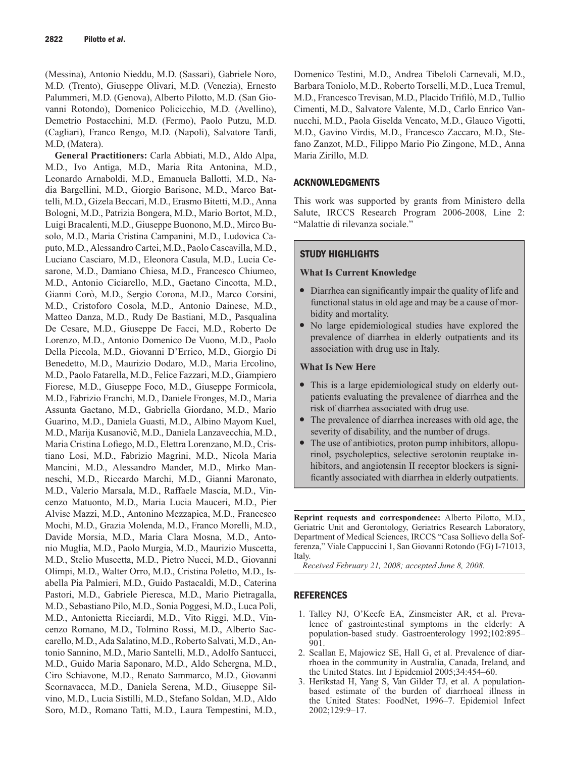(Messina), Antonio Nieddu, M.D. (Sassari), Gabriele Noro, M.D. (Trento), Giuseppe Olivari, M.D. (Venezia), Ernesto Palummeri, M.D. (Genova), Alberto Pilotto, M.D. (San Giovanni Rotondo), Domenico Policicchio, M.D. (Avellino), Demetrio Postacchini, M.D. (Fermo), Paolo Putzu, M.D. (Cagliari), Franco Rengo, M.D. (Napoli), Salvatore Tardi, M.D, (Matera).

**General Practitioners:** Carla Abbiati, M.D., Aldo Alpa, M.D., Ivo Antiga, M.D., Maria Rita Antonina, M.D., Leonardo Arnaboldi, M.D., Emanuela Ballotti, M.D., Nadia Bargellini, M.D., Giorgio Barisone, M.D., Marco Battelli, M.D., Gizela Beccari, M.D., Erasmo Bitetti, M.D., Anna Bologni, M.D., Patrizia Bongera, M.D., Mario Bortot, M.D., Luigi Bracalenti, M.D., Giuseppe Buonono, M.D., Mirco Busolo, M.D., Maria Cristina Campanini, M.D., Ludovica Caputo, M.D., Alessandro Cartei, M.D., Paolo Cascavilla, M.D., Luciano Casciaro, M.D., Eleonora Casula, M.D., Lucia Cesarone, M.D., Damiano Chiesa, M.D., Francesco Chiumeo, M.D., Antonio Ciciarello, M.D., Gaetano Cincotta, M.D., Gianni Corò, M.D., Sergio Corona, M.D., Marco Corsini, M.D., Cristoforo Cosola, M.D., Antonio Dainese, M.D., Matteo Danza, M.D., Rudy De Bastiani, M.D., Pasqualina De Cesare, M.D., Giuseppe De Facci, M.D., Roberto De Lorenzo, M.D., Antonio Domenico De Vuono, M.D., Paolo Della Piccola, M.D., Giovanni D'Errico, M.D., Giorgio Di Benedetto, M.D., Maurizio Dodaro, M.D., Maria Ercolino, M.D., Paolo Fatarella, M.D., Felice Fazzari, M.D., Giampiero Fiorese, M.D., Giuseppe Foco, M.D., Giuseppe Formicola, M.D., Fabrizio Franchi, M.D., Daniele Fronges, M.D., Maria Assunta Gaetano, M.D., Gabriella Giordano, M.D., Mario Guarino, M.D., Daniela Guasti, M.D., Albino Mayom Kuel, M.D., Marija Kusanovič, M.D., Daniela Lanzavecchia, M.D., Maria Cristina Lofiego, M.D., Elettra Lorenzano, M.D., Cristiano Losi, M.D., Fabrizio Magrini, M.D., Nicola Maria Mancini, M.D., Alessandro Mander, M.D., Mirko Manneschi, M.D., Riccardo Marchi, M.D., Gianni Maronato, M.D., Valerio Marsala, M.D., Raffaele Mascia, M.D., Vincenzo Matuonto, M.D., Maria Lucia Mauceri, M.D., Pier Alvise Mazzi, M.D., Antonino Mezzapica, M.D., Francesco Mochi, M.D., Grazia Molenda, M.D., Franco Morelli, M.D., Davide Morsia, M.D., Maria Clara Mosna, M.D., Antonio Muglia, M.D., Paolo Murgia, M.D., Maurizio Muscetta, M.D., Stelio Muscetta, M.D., Pietro Nucci, M.D., Giovanni Olimpi, M.D., Walter Orro, M.D., Cristina Poletto, M.D., Isabella Pia Palmieri, M.D., Guido Pastacaldi, M.D., Caterina Pastori, M.D., Gabriele Pieresca, M.D., Mario Pietragalla, M.D., Sebastiano Pilo, M.D., Sonia Poggesi, M.D., Luca Poli, M.D., Antonietta Ricciardi, M.D., Vito Riggi, M.D., Vincenzo Romano, M.D., Tolmino Rossi, M.D., Alberto Saccarello, M.D., Ada Salatino, M.D., Roberto Salvati, M.D., Antonio Sannino, M.D., Mario Santelli, M.D., Adolfo Santucci, M.D., Guido Maria Saponaro, M.D., Aldo Schergna, M.D., Ciro Schiavone, M.D., Renato Sammarco, M.D., Giovanni Scornavacca, M.D., Daniela Serena, M.D., Giuseppe Silvino, M.D., Lucia Sistilli, M.D., Stefano Soldan, M.D., Aldo Soro, M.D., Romano Tatti, M.D., Laura Tempestini, M.D., Domenico Testini, M.D., Andrea Tibeloli Carnevali, M.D., Barbara Toniolo, M.D., Roberto Torselli, M.D., Luca Tremul, M.D., Francesco Trevisan, M.D., Placido Trifilò, M.D., Tullio Cimenti, M.D., Salvatore Valente, M.D., Carlo Enrico Vannucchi, M.D., Paola Giselda Vencato, M.D., Glauco Vigotti, M.D., Gavino Virdis, M.D., Francesco Zaccaro, M.D., Stefano Zanzot, M.D., Filippo Mario Pio Zingone, M.D., Anna Maria Zirillo, M.D.

## ACKNOWLEDGMENTS

This work was supported by grants from Ministero della Salute, IRCCS Research Program 2006-2008, Line 2: "Malattie di rilevanza sociale."

## STUDY HIGHLIGHTS

### What Is Current Knowledge

- Diarrhea can significantly impair the quality of life and functional status in old age and may be a cause of morbidity and mortality.
- No large epidemiological studies have explored the prevalence of diarrhea in elderly outpatients and its association with drug use in Italy.

### What Is New Here

- This is a large epidemiological study on elderly outpatients evaluating the prevalence of diarrhea and the risk of diarrhea associated with drug use.
- The prevalence of diarrhea increases with old age, the severity of disability, and the number of drugs.
- The use of antibiotics, proton pump inhibitors, allopurinol, psycholeptics, selective serotonin reuptake inhibitors, and angiotensin II receptor blockers is significantly associated with diarrhea in elderly outpatients.

**Reprint requests and correspondence:** Alberto Pilotto, M.D., Geriatric Unit and Gerontology, Geriatrics Research Laboratory, Department of Medical Sciences, IRCCS "Casa Sollievo della Sofferenza," Viale Cappuccini 1, San Giovanni Rotondo (FG) I-71013, Italy.

*Received February 21, 2008; accepted June 8, 2008.*

## REFERENCES

1. Talley NJ, O'Keefe EA, Zinsmeister AR, et al. Prevalence of gastrointestinal symptoms in the elderly: A population-based study. Gastroenterology 1992;102:895–901.
2. Scallan E, Majowicz SE, Hall G, et al. Prevalence of diarrhoea in the community in Australia, Canada, Ireland, and the United States. Int J Epidemiol 2005;34:454–60.
3. Herikstad H, Yang S, Van Gilder TJ, et al. A population-based estimate of the burden of diarrhoeal illness in the United States: FoodNet, 1996–7. Epidemiol Infect 2002;129:9–17.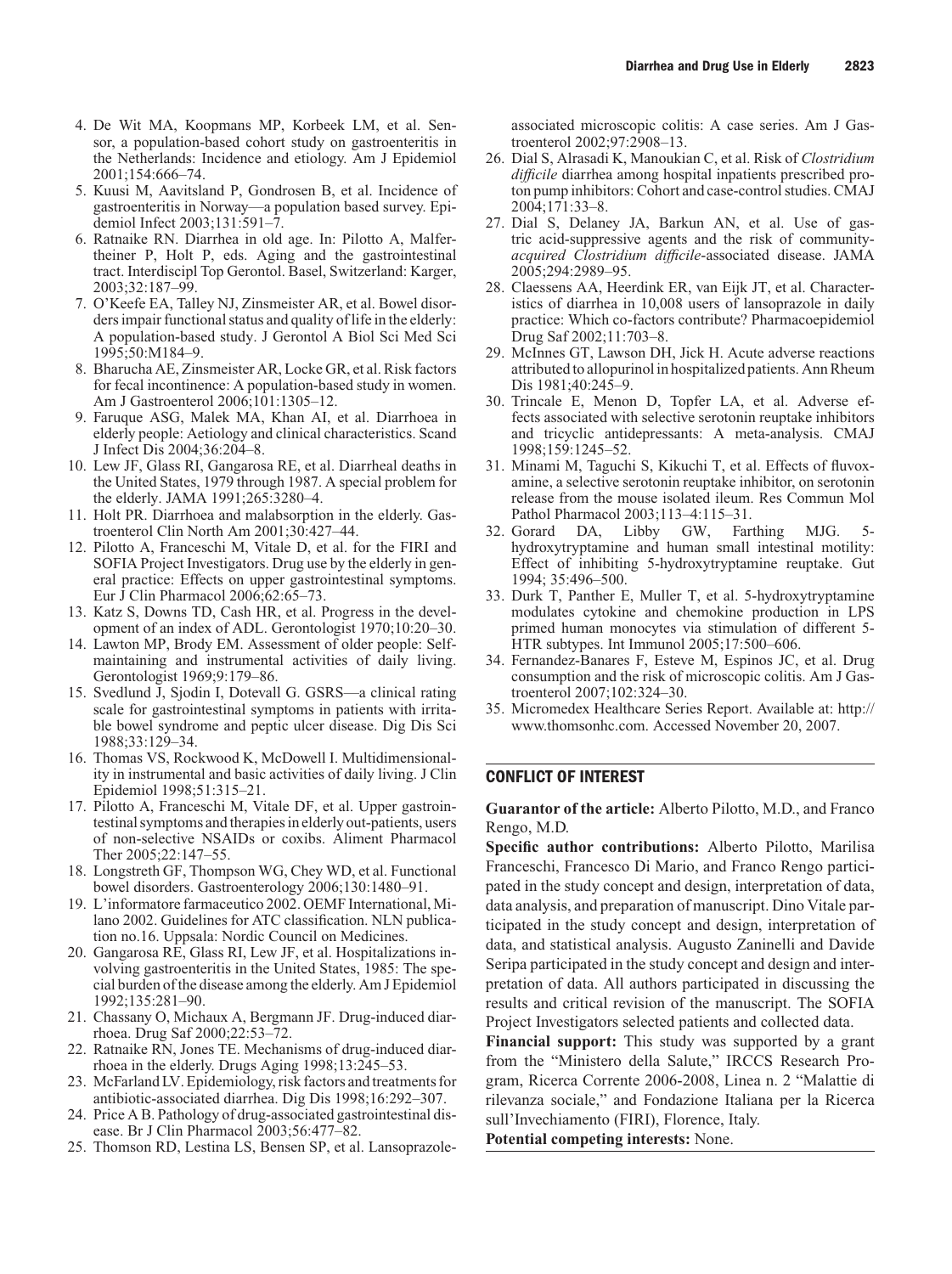4. De Wit MA, Koopmans MP, Korbeek LM, et al. Sensor, a population-based cohort study on gastroenteritis in the Netherlands: Incidence and etiology. Am J Epidemiol 2001;154:666–74.
5. Kuusi M, Aavitsland P, Gondrosen B, et al. Incidence of gastroenteritis in Norway—a population based survey. Epidemiol Infect 2003;131:591–7.
6. Ratnaike RN. Diarrhea in old age. In: Pilotto A, Malfertheiner P, Holt P, eds. Aging and the gastrointestinal tract. Interdiscipl Top Gerontol. Basel, Switzerland: Karger, 2003;32:187–99.
7. O'Keefe EA, Talley NJ, Zinsmeister AR, et al. Bowel disorders impair functional status and quality of life in the elderly: A population-based study. J Gerontol A Biol Sci Med Sci 1995;50:M184–9.
8. Bharucha AE, Zinsmeister AR, Locke GR, et al. Risk factors for fecal incontinence: A population-based study in women. Am J Gastroenterol 2006;101:1305–12.
9. Faruque ASG, Malek MA, Khan AI, et al. Diarrhoea in elderly people: Aetiology and clinical characteristics. Scand J Infect Dis 2004;36:204–8.
10. Lew JF, Glass RI, Gangarosa RE, et al. Diarrheal deaths in the United States, 1979 through 1987. A special problem for the elderly. JAMA 1991;265:3280–4.
11. Holt PR. Diarrhoea and malabsorption in the elderly. Gastroenterol Clin North Am 2001;30:427–44.
12. Pilotto A, Franceschi M, Vitale D, et al. for the FIRI and SOFIA Project Investigators. Drug use by the elderly in general practice: Effects on upper gastrointestinal symptoms. Eur J Clin Pharmacol 2006;62:65–73.
13. Katz S, Downs TD, Cash HR, et al. Progress in the development of an index of ADL. Gerontologist 1970;10:20–30.
14. Lawton MP, Brody EM. Assessment of older people: Self-maintaining and instrumental activities of daily living. Gerontologist 1969;9:179–86.
15. Svedlund J, Sjodin I, Dotevall G. GSRS—a clinical rating scale for gastrointestinal symptoms in patients with irritable bowel syndrome and peptic ulcer disease. Dig Dis Sci 1988;33:129–34.
16. Thomas VS, Rockwood K, McDowell I. Multidimensionality in instrumental and basic activities of daily living. J Clin Epidemiol 1998;51:315–21.
17. Pilotto A, Franceschi M, Vitale DF, et al. Upper gastrointestinal symptoms and therapies in elderly out-patients, users of non-selective NSAIDs or coxibs. Aliment Pharmacol Ther 2005;22:147–55.
18. Longstreth GF, Thompson WG, Chey WD, et al. Functional bowel disorders. Gastroenterology 2006;130:1480–91.
19. L'informatore farmaceutico 2002. OEMF International, Milano 2002. Guidelines for ATC classification. NLN publication no.16. Uppsala: Nordic Council on Medicines.
20. Gangarosa RE, Glass RI, Lew JF, et al. Hospitalizations involving gastroenteritis in the United States, 1985: The special burden of the disease among the elderly. Am J Epidemiol 1992;135:281–90.
21. Chassany O, Michaux A, Bergmann JF. Drug-induced diarrhoea. Drug Saf 2000;22:53–72.
22. Ratnaike RN, Jones TE. Mechanisms of drug-induced diarrhoea in the elderly. Drugs Aging 1998;13:245–53.
23. McFarland LV. Epidemiology, risk factors and treatments for antibiotic-associated diarrhea. Dig Dis 1998;16:292–307.
24. Price A B. Pathology of drug-associated gastrointestinal disease. Br J Clin Pharmacol 2003;56:477–82.
25. Thomson RD, Lestina LS, Bensen SP, et al. Lansoprazole-associated microscopic colitis: A case series. Am J Gastroenterol 2002;97:2908–13.
26. Dial S, Alrasadi K, Manoukian C, et al. Risk of *Clostridium difficile* diarrhea among hospital inpatients prescribed proton pump inhibitors: Cohort and case-control studies. CMAJ 2004;171:33–8.
27. Dial S, Delaney JA, Barkun AN, et al. Use of gastric acid-suppressive agents and the risk of community-*acquired Clostridium difficile*-associated disease. JAMA 2005;294:2989–95.
28. Claessens AA, Heerdink ER, van Eijk JT, et al. Characteristics of diarrhea in 10,008 users of lansoprazole in daily practice: Which co-factors contribute? Pharmacoepidemiol Drug Saf 2002;11:703–8.
29. McInnes GT, Lawson DH, Jick H. Acute adverse reactions attributed to allopurinol in hospitalized patients. Ann Rheum Dis 1981;40:245–9.
30. Trincale E, Menon D, Topfer LA, et al. Adverse effects associated with selective serotonin reuptake inhibitors and tricyclic antidepressants: A meta-analysis. CMAJ 1998;159:1245–52.
31. Minami M, Taguchi S, Kikuchi T, et al. Effects of fluvoxamine, a selective serotonin reuptake inhibitor, on serotonin release from the mouse isolated ileum. Res Commun Mol Pathol Pharmacol 2003;113–4:115–31.
32. Gorard DA, Libby GW, Farthing MJG. 5-hydroxytryptamine and human small intestinal motility: Effect of inhibiting 5-hydroxytryptamine reuptake. Gut 1994; 35:496–500.
33. Durk T, Panther E, Muller T, et al. 5-hydroxytryptamine modulates cytokine and chemokine production in LPS primed human monocytes via stimulation of different 5-HTR subtypes. Int Immunol 2005;17:500–606.
34. Fernandez-Banares F, Esteve M, Espinos JC, et al. Drug consumption and the risk of microscopic colitis. Am J Gastroenterol 2007;102:324–30.
35. Micromedex Healthcare Series Report. Available at: http://www.thomsonhc.com. Accessed November 20, 2007.

## CONFLICT OF INTEREST

**Guarantor of the article:** Alberto Pilotto, M.D., and Franco Rengo, M.D.

**Specific author contributions:** Alberto Pilotto, Marilisa Franceschi, Francesco Di Mario, and Franco Rengo participated in the study concept and design, interpretation of data, data analysis, and preparation of manuscript. Dino Vitale participated in the study concept and design, interpretation of data, and statistical analysis. Augusto Zaninelli and Davide Seripa participated in the study concept and design and interpretation of data. All authors participated in discussing the results and critical revision of the manuscript. The SOFIA Project Investigators selected patients and collected data.

**Financial support:** This study was supported by a grant from the "Ministero della Salute," IRCCS Research Program, Ricerca Corrente 2006-2008, Linea n. 2 "Malattie di rilevanza sociale," and Fondazione Italiana per la Ricerca sull'Invechiamento (FIRI), Florence, Italy.

**Potential competing interests:** None.